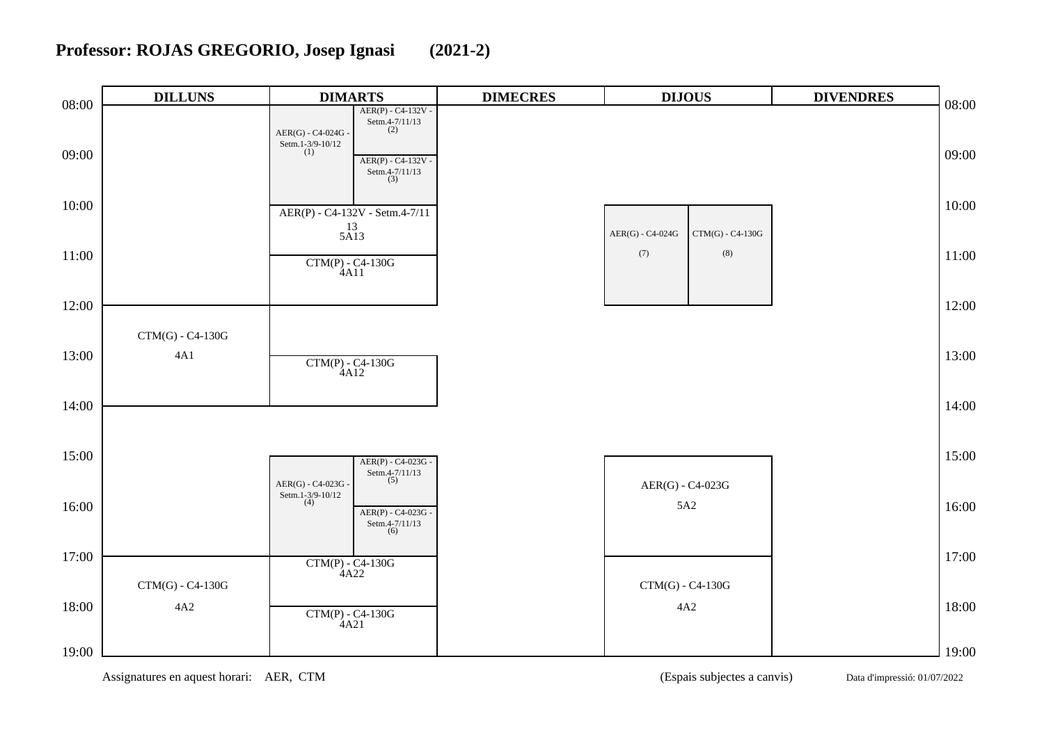# Professor: ROJAS GREGORIO, Josep Ignasi (2021-2)

| Hora | DILLUNS | DIMARTS | DIMECRES | DIJOUS | DIVENDRES |
|---|---|---|---|---|---|
| 08:00 | | AER(G) - C4-024G - Setm.1-3/9-10/12 (1); AER(P) - C4-132V - Setm.4-7/11/13 (2) | | | |
| 09:00 | | AER(G) - C4-024G - Setm.1-3/9-10/12 (1); AER(P) - C4-132V - Setm.4-7/11/13 (3) | | | |
| 10:00 | | AER(P) - C4-132V - Setm.4-7/11 13 5A13 | | AER(G) - C4-024G (7); CTM(G) - C4-130G (8) | |
| 11:00 | | CTM(P) - C4-130G 4A11 | | AER(G) - C4-024G (7); CTM(G) - C4-130G (8) | |
| 12:00 | CTM(G) - C4-130G 4A1 | | | | |
| 13:00 | CTM(G) - C4-130G 4A1 | CTM(P) - C4-130G 4A12 | | | |
| 14:00 | | | | | |
| 15:00 | | AER(G) - C4-023G - Setm.1-3/9-10/12 (4); AER(P) - C4-023G - Setm.4-7/11/13 (5) | | AER(G) - C4-023G 5A2 | |
| 16:00 | | AER(G) - C4-023G - Setm.1-3/9-10/12 (4); AER(P) - C4-023G - Setm.4-7/11/13 (6) | | AER(G) - C4-023G 5A2 | |
| 17:00 | CTM(G) - C4-130G 4A2 | CTM(P) - C4-130G 4A22 | | CTM(G) - C4-130G 4A2 | |
| 18:00 | CTM(G) - C4-130G 4A2 | CTM(P) - C4-130G 4A21 | | CTM(G) - C4-130G 4A2 | |

Assignatures en aquest horari: AER, CTM

(Espais subjectes a canvis)

Data d'impressió: 01/07/2022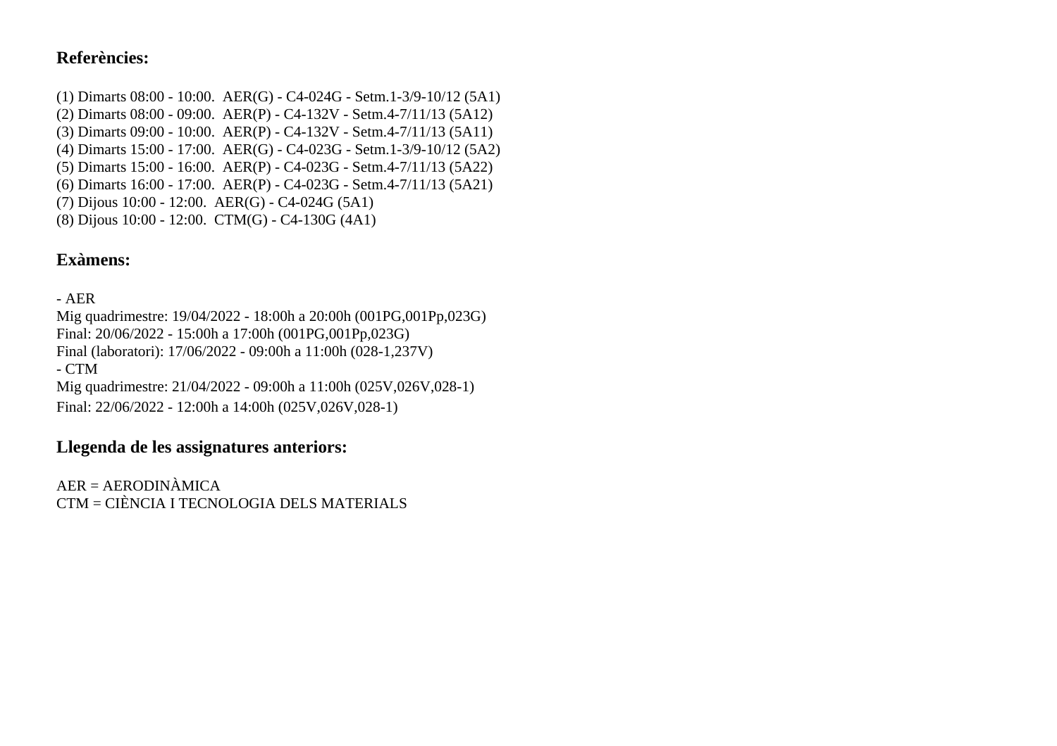### Referències:

(1) Dimarts 08:00 - 10:00. AER(G) - C4-024G - Setm.1-3/9-10/12 (5A1)
(2) Dimarts 08:00 - 09:00. AER(P) - C4-132V - Setm.4-7/11/13 (5A12)
(3) Dimarts 09:00 - 10:00. AER(P) - C4-132V - Setm.4-7/11/13 (5A11)
(4) Dimarts 15:00 - 17:00. AER(G) - C4-023G - Setm.1-3/9-10/12 (5A2)
(5) Dimarts 15:00 - 16:00. AER(P) - C4-023G - Setm.4-7/11/13 (5A22)
(6) Dimarts 16:00 - 17:00. AER(P) - C4-023G - Setm.4-7/11/13 (5A21)
(7) Dijous 10:00 - 12:00. AER(G) - C4-024G (5A1)
(8) Dijous 10:00 - 12:00. CTM(G) - C4-130G (4A1)

### Exàmens:

- AER
Mig quadrimestre: 19/04/2022 - 18:00h a 20:00h (001PG,001Pp,023G)
Final: 20/06/2022 - 15:00h a 17:00h (001PG,001Pp,023G)
Final (laboratori): 17/06/2022 - 09:00h a 11:00h (028-1,237V)
- CTM
Mig quadrimestre: 21/04/2022 - 09:00h a 11:00h (025V,026V,028-1)
Final: 22/06/2022 - 12:00h a 14:00h (025V,026V,028-1)

### Llegenda de les assignatures anteriors:

AER = AERODINÀMICA
CTM = CIÈNCIA I TECNOLOGIA DELS MATERIALS